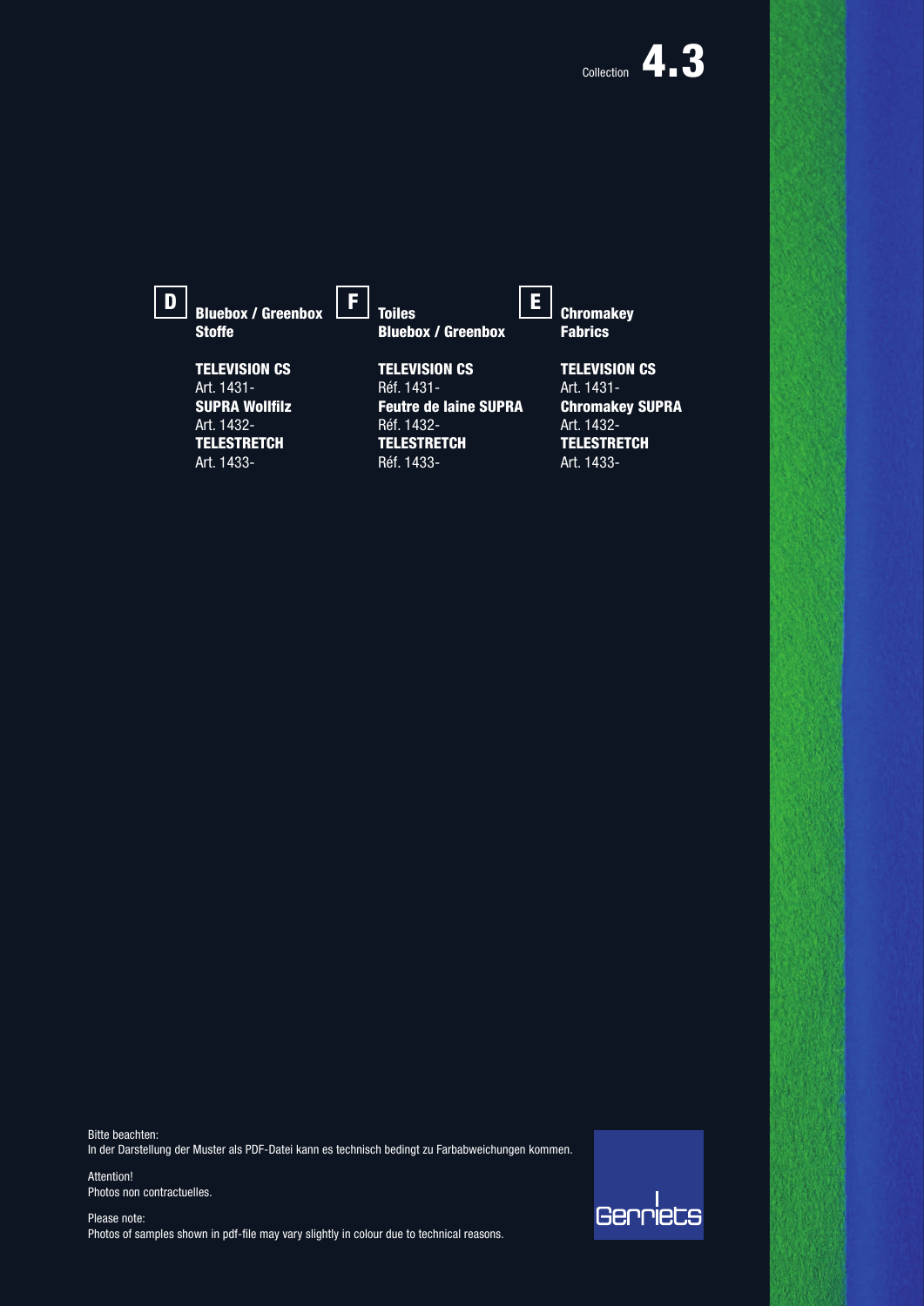Collection **4.3**

**D**

**Bluebox / Greenbox Stoffe**

**TELEVISION CS**
Art. 1431-
**SUPRA Wollfilz**
Art. 1432-
**TELESTRETCH**
Art. 1433-

**F**

**Toiles Bluebox / Greenbox**

**TELEVISION CS**
Réf. 1431-
**Feutre de laine SUPRA**
Réf. 1432-
**TELESTRETCH**
Réf. 1433-

**E**

**Chromakey Fabrics**

**TELEVISION CS**
Art. 1431-
**Chromakey SUPRA**
Art. 1432-
**TELESTRETCH**
Art. 1433-

Bitte beachten:
In der Darstellung der Muster als PDF-Datei kann es technisch bedingt zu Farbabweichungen kommen.

Attention!
Photos non contractuelles.

Please note:
Photos of samples shown in pdf-file may vary slightly in colour due to technical reasons.

Gerriets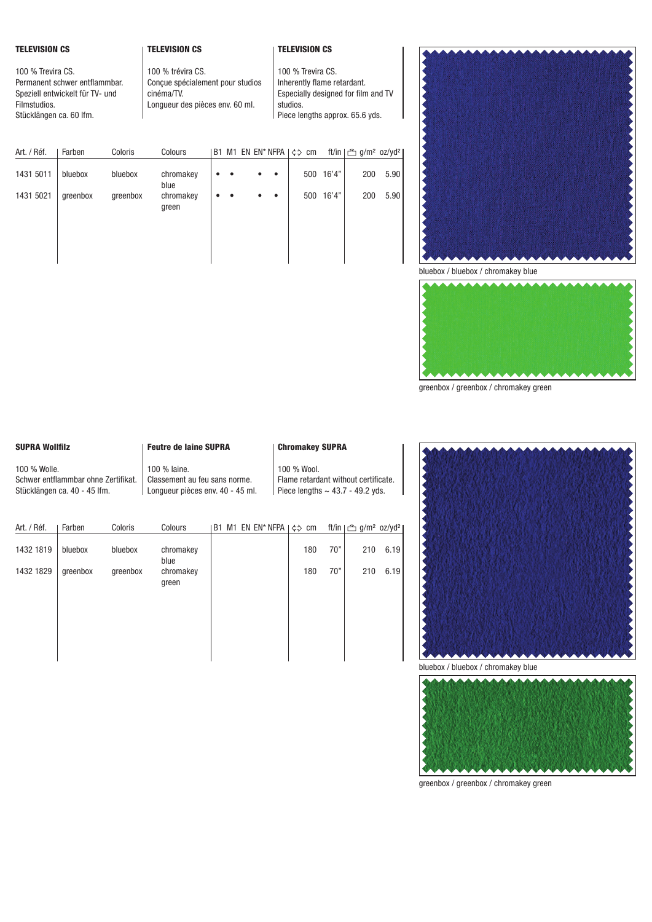## TELEVISION CS

100 % Trevira CS.
Permanent schwer entflammbar.
Speziell entwickelt für TV- und Filmstudios.
Stücklängen ca. 60 lfm.

## TELEVISION CS

100 % trévira CS.
Conçue spécialement pour studios cinéma/TV.
Longueur des pièces env. 60 ml.

## TELEVISION CS

100 % Trevira CS.
Inherently flame retardant.
Especially designed for film and TV studios.
Piece lengths approx. 65.6 yds.

| Art. / Réf. | Farben | Coloris | Colours | B1 | M1 | EN | EN* | NFPA | cm | ft/in | g/m² | oz/yd² |
|---|---|---|---|---|---|---|---|---|---|---|---|---|
| 1431 5011 | bluebox | bluebox | chromakey blue | • | • | | • | • | 500 | 16'4" | 200 | 5.90 |
| 1431 5021 | greenbox | greenbox | chromakey green | • | • | | • | • | 500 | 16'4" | 200 | 5.90 |

bluebox / bluebox / chromakey blue

greenbox / greenbox / chromakey green

## SUPRA Wollfilz

100 % Wolle.
Schwer entflammbar ohne Zertifikat.
Stücklängen ca. 40 - 45 lfm.

## Feutre de laine SUPRA

100 % laine.
Classement au feu sans norme.
Longueur pièces env. 40 - 45 ml.

## Chromakey SUPRA

100 % Wool.
Flame retardant without certificate.
Piece lengths ~ 43.7 - 49.2 yds.

| Art. / Réf. | Farben | Coloris | Colours | B1 | M1 | EN | EN* | NFPA | cm | ft/in | g/m² | oz/yd² |
|---|---|---|---|---|---|---|---|---|---|---|---|---|
| 1432 1819 | bluebox | bluebox | chromakey blue | | | | | | 180 | 70" | 210 | 6.19 |
| 1432 1829 | greenbox | greenbox | chromakey green | | | | | | 180 | 70" | 210 | 6.19 |

bluebox / bluebox / chromakey blue

greenbox / greenbox / chromakey green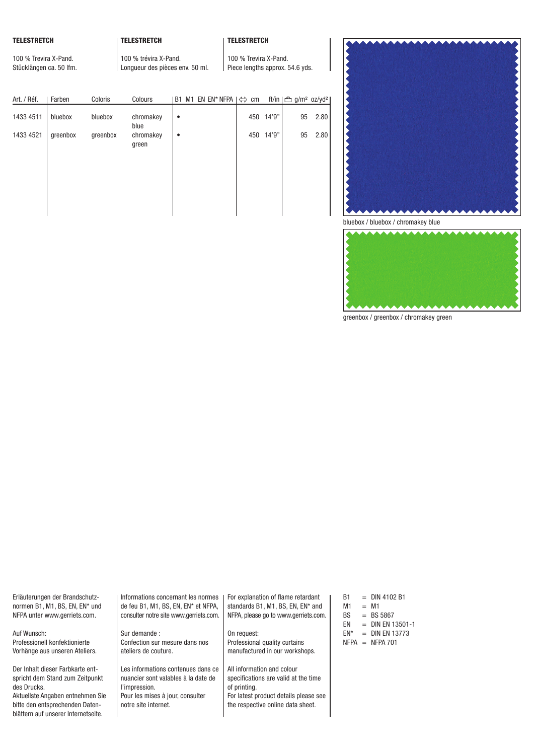**TELESTRETCH**

100 % Trevira X-Pand.
Stücklängen ca. 50 lfm.

**TELESTRETCH**

100 % trévira X-Pand.
Longueur des pièces env. 50 ml.

**TELESTRETCH**

100 % Trevira X-Pand.
Piece lengths approx. 54.6 yds.

| Art. / Réf. | Farben | Coloris | Colours | B1 | M1 | EN | EN* | NFPA | ⇔ cm | ft/in | g/m² | oz/yd² |
|---|---|---|---|---|---|---|---|---|---|---|---|---|
| 1433 4511 | bluebox | bluebox | chromakey blue | • | | | | | 450 | 14'9" | 95 | 2.80 |
| 1433 4521 | greenbox | greenbox | chromakey green | • | | | | | 450 | 14'9" | 95 | 2.80 |

bluebox / bluebox / chromakey blue

greenbox / greenbox / chromakey green

Erläuterungen der Brandschutznormen B1, M1, BS, EN, EN* und NFPA unter www.gerriets.com.

Auf Wunsch:
Professionell konfektionierte Vorhänge aus unseren Ateliers.

Der Inhalt dieser Farbkarte entspricht dem Stand zum Zeitpunkt des Drucks.
Aktuellste Angaben entnehmen Sie bitte den entsprechenden Datenblättern auf unserer Internetseite.

Informations concernant les normes de feu B1, M1, BS, EN, EN* et NFPA, consulter notre site www.gerriets.com.

Sur demande :
Confection sur mesure dans nos ateliers de couture.

Les informations contenues dans ce nuancier sont valables à la date de l'impression.
Pour les mises à jour, consulter notre site internet.

For explanation of flame retardant standards B1, M1, BS, EN, EN* and NFPA, please go to www.gerriets.com.

On request:
Professional quality curtains manufactured in our workshops.

All information and colour specifications are valid at the time of printing.
For latest product details please see the respective online data sheet.

B1 = DIN 4102 B1
M1 = M1
BS = BS 5867
EN = DIN EN 13501-1
EN* = DIN EN 13773
NFPA = NFPA 701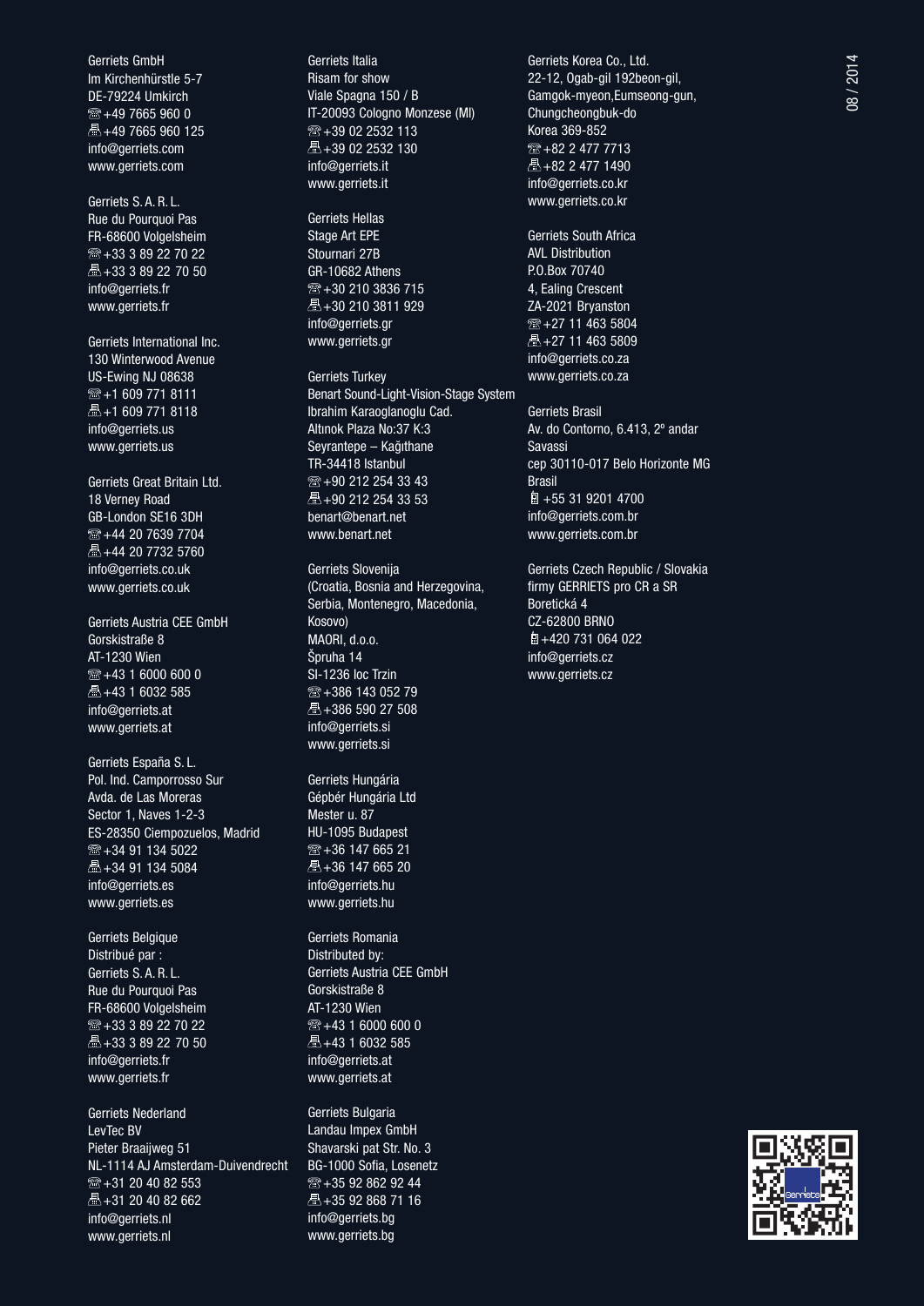Gerriets GmbH
Im Kirchenhürstle 5-7
DE-79224 Umkirch
☏ +49 7665 960 0
℻ +49 7665 960 125
info@gerriets.com
www.gerriets.com

Gerriets S. A. R. L.
Rue du Pourquoi Pas
FR-68600 Volgelsheim
☏ +33 3 89 22 70 22
℻ +33 3 89 22 70 50
info@gerriets.fr
www.gerriets.fr

Gerriets International Inc.
130 Winterwood Avenue
US-Ewing NJ 08638
☏ +1 609 771 8111
℻ +1 609 771 8118
info@gerriets.us
www.gerriets.us

Gerriets Great Britain Ltd.
18 Verney Road
GB-London SE16 3DH
☏ +44 20 7639 7704
℻ +44 20 7732 5760
info@gerriets.co.uk
www.gerriets.co.uk

Gerriets Austria CEE GmbH
Gorskistraße 8
AT-1230 Wien
☏ +43 1 6000 600 0
℻ +43 1 6032 585
info@gerriets.at
www.gerriets.at

Gerriets España S. L.
Pol. Ind. Camporrosso Sur
Avda. de Las Moreras
Sector 1, Naves 1-2-3
ES-28350 Ciempozuelos, Madrid
☏ +34 91 134 5022
℻ +34 91 134 5084
info@gerriets.es
www.gerriets.es

Gerriets Belgique
Distribué par :
Gerriets S. A. R. L.
Rue du Pourquoi Pas
FR-68600 Volgelsheim
☏ +33 3 89 22 70 22
℻ +33 3 89 22 70 50
info@gerriets.fr
www.gerriets.fr

Gerriets Nederland
LevTec BV
Pieter Braaijweg 51
NL-1114 AJ Amsterdam-Duivendrecht
☏ +31 20 40 82 553
℻ +31 20 40 82 662
info@gerriets.nl
www.gerriets.nl

Gerriets Italia
Risam for show
Viale Spagna 150 / B
IT-20093 Cologno Monzese (MI)
☏ +39 02 2532 113
℻ +39 02 2532 130
info@gerriets.it
www.gerriets.it

Gerriets Hellas
Stage Art EPE
Stournari 27B
GR-10682 Athens
☏ +30 210 3836 715
℻ +30 210 3811 929
info@gerriets.gr
www.gerriets.gr

Gerriets Turkey
Benart Sound-Light-Vision-Stage System
Ibrahim Karaoglanoglu Cad.
Altınok Plaza No:37 K:3
Seyrantepe – Kağıthane
TR-34418 Istanbul
☏ +90 212 254 33 43
℻ +90 212 254 33 53
benart@benart.net
www.benart.net

Gerriets Slovenija
(Croatia, Bosnia and Herzegovina, Serbia, Montenegro, Macedonia, Kosovo)
MAORI, d.o.o.
Špruha 14
SI-1236 loc Trzin
☏ +386 143 052 79
℻ +386 590 27 508
info@gerriets.si
www.gerriets.si

Gerriets Hungária
Gépbér Hungária Ltd
Mester u. 87
HU-1095 Budapest
☏ +36 147 665 21
℻ +36 147 665 20
info@gerriets.hu
www.gerriets.hu

Gerriets Romania
Distributed by:
Gerriets Austria CEE GmbH
Gorskistraße 8
AT-1230 Wien
☏ +43 1 6000 600 0
℻ +43 1 6032 585
info@gerriets.at
www.gerriets.at

Gerriets Bulgaria
Landau Impex GmbH
Shavarski pat Str. No. 3
BG-1000 Sofia, Losenetz
☏ +35 92 862 92 44
℻ +35 92 868 71 16
info@gerriets.bg
www.gerriets.bg

Gerriets Korea Co., Ltd.
22-12, Ogab-gil 192beon-gil,
Gamgok-myeon,Eumseong-gun,
Chungcheongbuk-do
Korea 369-852
☏ +82 2 477 7713
℻ +82 2 477 1490
info@gerriets.co.kr
www.gerriets.co.kr

Gerriets South Africa
AVL Distribution
P.O.Box 70740
4, Ealing Crescent
ZA-2021 Bryanston
☏ +27 11 463 5804
℻ +27 11 463 5809
info@gerriets.co.za
www.gerriets.co.za

Gerriets Brasil
Av. do Contorno, 6.413, 2º andar
Savassi
cep 30110-017 Belo Horizonte MG
Brasil
+55 31 9201 4700
info@gerriets.com.br
www.gerriets.com.br

Gerriets Czech Republic / Slovakia
firmy GERRIETS pro CR a SR
Boretická 4
CZ-62800 BRNO
+420 731 064 022
info@gerriets.cz
www.gerriets.cz

08 / 2014